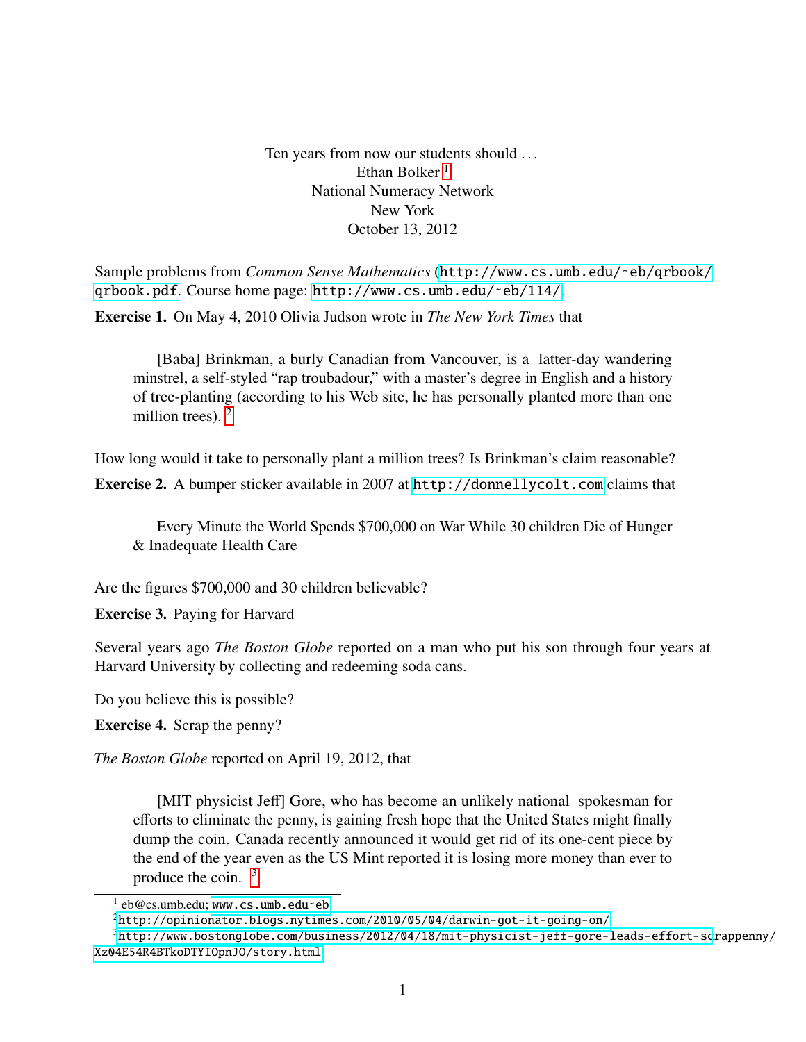Ten years from now our students should . . .
Ethan Bolker [1]
National Numeracy Network
New York
October 13, 2012

Sample problems from *Common Sense Mathematics* (http://www.cs.umb.edu/~eb/qrbook/qrbook.pdf. Course home page: http://www.cs.umb.edu/~eb/114/.

**Exercise 1.** On May 4, 2010 Olivia Judson wrote in *The New York Times* that

> [Baba] Brinkman, a burly Canadian from Vancouver, is a latter-day wandering minstrel, a self-styled "rap troubadour," with a master's degree in English and a history of tree-planting (according to his Web site, he has personally planted more than one million trees). [2]

How long would it take to personally plant a million trees? Is Brinkman's claim reasonable?

**Exercise 2.** A bumper sticker available in 2007 at http://donnellycolt.com claims that

> Every Minute the World Spends $700,000 on War While 30 children Die of Hunger & Inadequate Health Care

Are the figures $700,000 and 30 children believable?

**Exercise 3.** Paying for Harvard

Several years ago *The Boston Globe* reported on a man who put his son through four years at Harvard University by collecting and redeeming soda cans.

Do you believe this is possible?

**Exercise 4.** Scrap the penny?

*The Boston Globe* reported on April 19, 2012, that

> [MIT physicist Jeff] Gore, who has become an unlikely national spokesman for efforts to eliminate the penny, is gaining fresh hope that the United States might finally dump the coin. Canada recently announced it would get rid of its one-cent piece by the end of the year even as the US Mint reported it is losing more money than ever to produce the coin. [3]

---

[1] eb@cs.umb.edu; www.cs.umb.edu~eb

[2] http://opinionator.blogs.nytimes.com/2010/05/04/darwin-got-it-going-on/

[3] http://www.bostonglobe.com/business/2012/04/18/mit-physicist-jeff-gore-leads-effort-scrappenny/Xz04E54R4BTkoDTYIOpnJO/story.html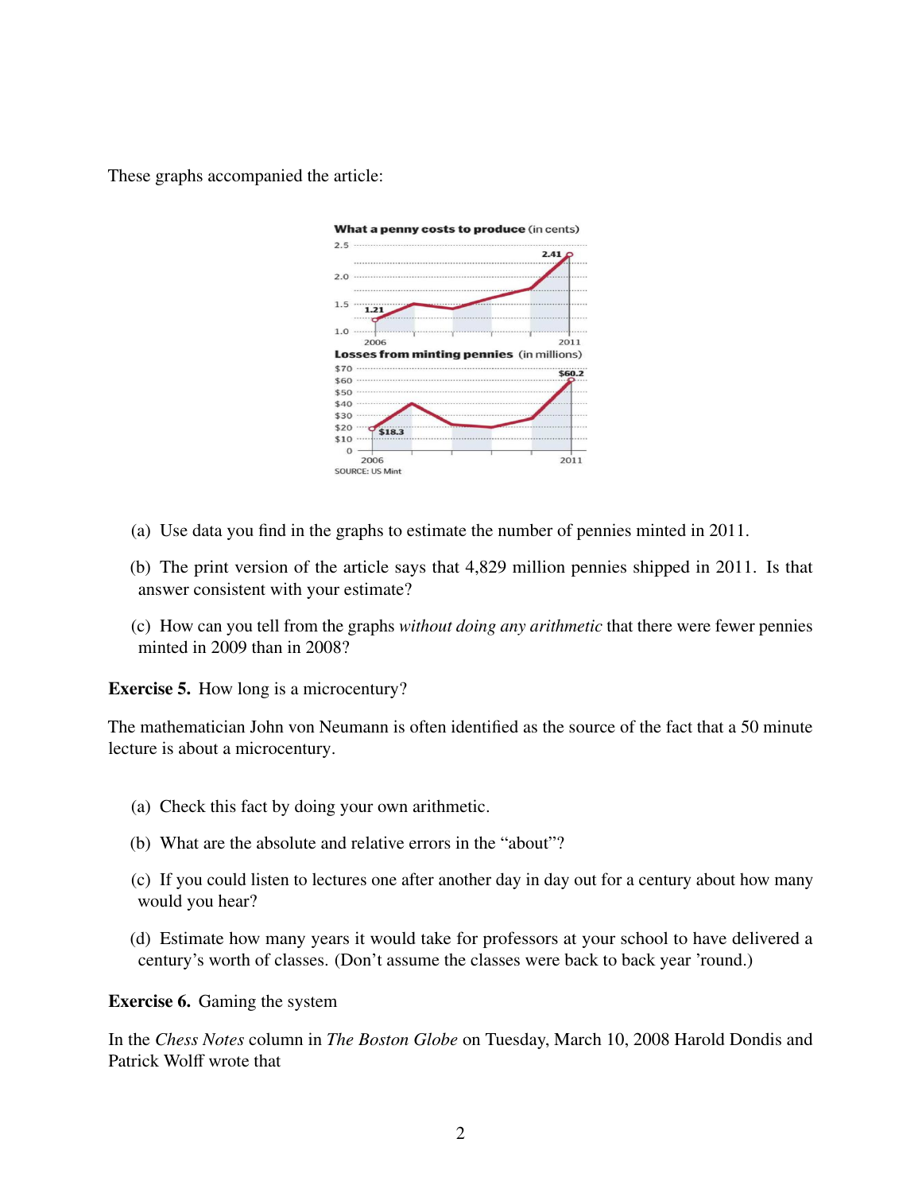These graphs accompanied the article:

**What a penny costs to produce** (in cents)

2.5, 2.0, 1.5, 1.0 — 1.21 (2006), 2.41 (2011)

**Losses from minting pennies** (in millions)

$70, $60, $50, $40, $30, $20, $10, 0 — $18.3 (2006), $60.2 (2011)

SOURCE: US Mint

(a) Use data you find in the graphs to estimate the number of pennies minted in 2011.

(b) The print version of the article says that 4,829 million pennies shipped in 2011. Is that answer consistent with your estimate?

(c) How can you tell from the graphs *without doing any arithmetic* that there were fewer pennies minted in 2009 than in 2008?

**Exercise 5.** How long is a microcentury?

The mathematician John von Neumann is often identified as the source of the fact that a 50 minute lecture is about a microcentury.

(a) Check this fact by doing your own arithmetic.

(b) What are the absolute and relative errors in the "about"?

(c) If you could listen to lectures one after another day in day out for a century about how many would you hear?

(d) Estimate how many years it would take for professors at your school to have delivered a century's worth of classes. (Don't assume the classes were back to back year 'round.)

**Exercise 6.** Gaming the system

In the *Chess Notes* column in *The Boston Globe* on Tuesday, March 10, 2008 Harold Dondis and Patrick Wolff wrote that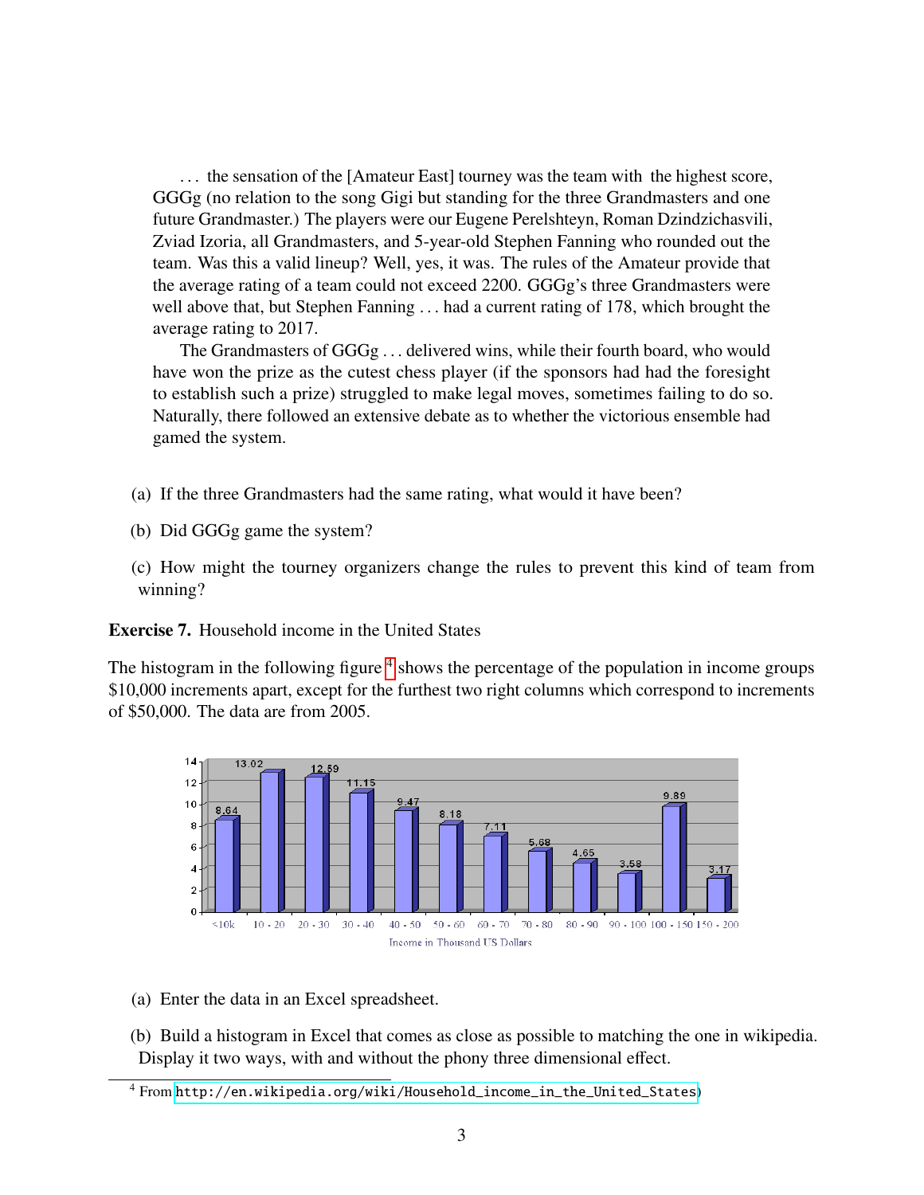> … the sensation of the [Amateur East] tourney was the team with the highest score, GGGg (no relation to the song Gigi but standing for the three Grandmasters and one future Grandmaster.) The players were our Eugene Perelshteyn, Roman Dzindzichasvili, Zviad Izoria, all Grandmasters, and 5-year-old Stephen Fanning who rounded out the team. Was this a valid lineup? Well, yes, it was. The rules of the Amateur provide that the average rating of a team could not exceed 2200. GGGg's three Grandmasters were well above that, but Stephen Fanning … had a current rating of 178, which brought the average rating to 2017.
>
> The Grandmasters of GGGg … delivered wins, while their fourth board, who would have won the prize as the cutest chess player (if the sponsors had had the foresight to establish such a prize) struggled to make legal moves, sometimes failing to do so. Naturally, there followed an extensive debate as to whether the victorious ensemble had gamed the system.

(a) If the three Grandmasters had the same rating, what would it have been?

(b) Did GGGg game the system?

(c) How might the tourney organizers change the rules to prevent this kind of team from winning?

**Exercise 7.** Household income in the United States

The histogram in the following figure [4] shows the percentage of the population in income groups $10,000 increments apart, except for the furthest two right columns which correspond to increments of $50,000. The data are from 2005.

| Income in Thousand US Dollars | <10k | 10 - 20 | 20 - 30 | 30 - 40 | 40 - 50 | 50 - 60 | 60 - 70 | 70 - 80 | 80 - 90 | 90 - 100 | 100 - 150 | 150 - 200 |
|---|---|---|---|---|---|---|---|---|---|---|---|---|
| Percentage | 8.64 | 13.02 | 12.59 | 11.15 | 9.47 | 8.18 | 7.11 | 5.68 | 4.65 | 3.58 | 9.89 | 3.17 |

(a) Enter the data in an Excel spreadsheet.

(b) Build a histogram in Excel that comes as close as possible to matching the one in wikipedia. Display it two ways, with and without the phony three dimensional effect.

[4] From http://en.wikipedia.org/wiki/Household_income_in_the_United_States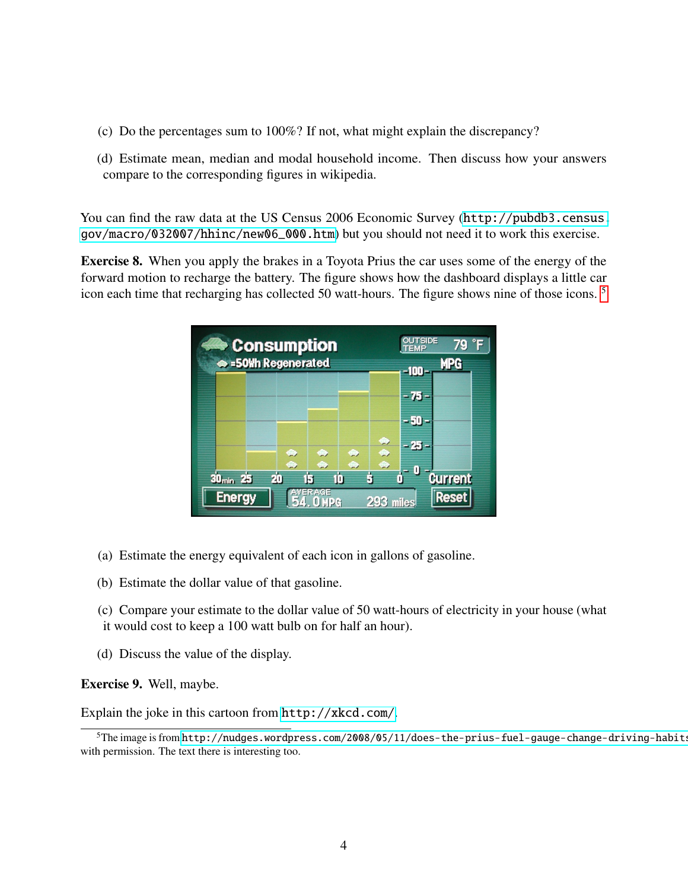(c) Do the percentages sum to 100%? If not, what might explain the discrepancy?

(d) Estimate mean, median and modal household income. Then discuss how your answers compare to the corresponding figures in wikipedia.

You can find the raw data at the US Census 2006 Economic Survey (http://pubdb3.census.gov/macro/032007/hhinc/new06_000.htm) but you should not need it to work this exercise.

**Exercise 8.** When you apply the brakes in a Toyota Prius the car uses some of the energy of the forward motion to recharge the battery. The figure shows how the dashboard displays a little car icon each time that recharging has collected 50 watt-hours. The figure shows nine of those icons.[5]

(a) Estimate the energy equivalent of each icon in gallons of gasoline.

(b) Estimate the dollar value of that gasoline.

(c) Compare your estimate to the dollar value of 50 watt-hours of electricity in your house (what it would cost to keep a 100 watt bulb on for half an hour).

(d) Discuss the value of the display.

**Exercise 9.** Well, maybe.

Explain the joke in this cartoon from http://xkcd.com/.

[5]The image is from http://nudges.wordpress.com/2008/05/11/does-the-prius-fuel-gauge-change-driving-habits with permission. The text there is interesting too.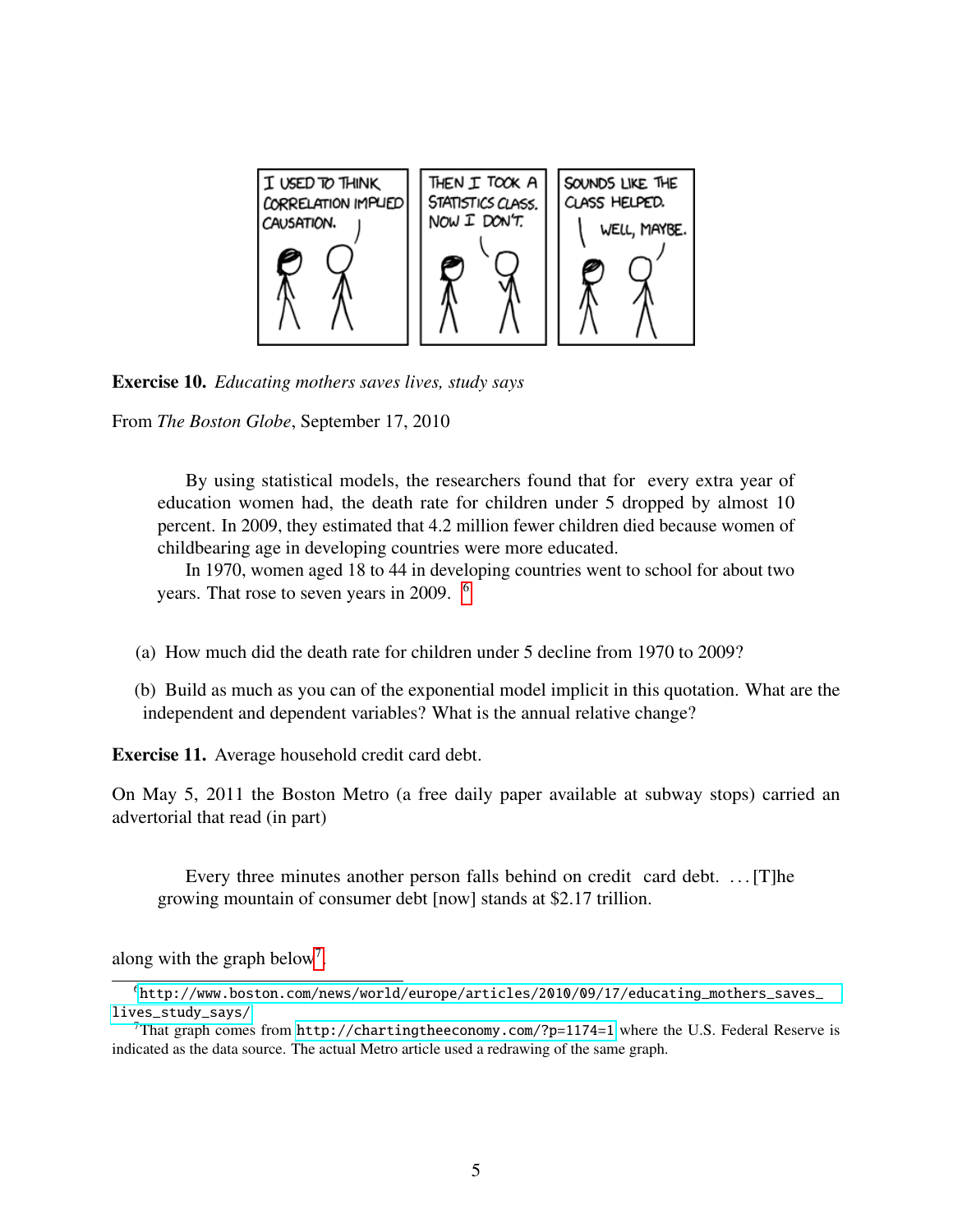**Exercise 10.** *Educating mothers saves lives, study says*

From *The Boston Globe*, September 17, 2010

> By using statistical models, the researchers found that for every extra year of education women had, the death rate for children under 5 dropped by almost 10 percent. In 2009, they estimated that 4.2 million fewer children died because women of childbearing age in developing countries were more educated.
>
> In 1970, women aged 18 to 44 in developing countries went to school for about two years. That rose to seven years in 2009. [6]

(a) How much did the death rate for children under 5 decline from 1970 to 2009?

(b) Build as much as you can of the exponential model implicit in this quotation. What are the independent and dependent variables? What is the annual relative change?

**Exercise 11.** Average household credit card debt.

On May 5, 2011 the Boston Metro (a free daily paper available at subway stops) carried an advertorial that read (in part)

> Every three minutes another person falls behind on credit card debt. ...[T]he growing mountain of consumer debt [now] stands at $2.17 trillion.

along with the graph below[7].

---

[6] http://www.boston.com/news/world/europe/articles/2010/09/17/educating_mothers_saves_lives_study_says/

[7] That graph comes from http://chartingtheeconomy.com/?p=1174=1 where the U.S. Federal Reserve is indicated as the data source. The actual Metro article used a redrawing of the same graph.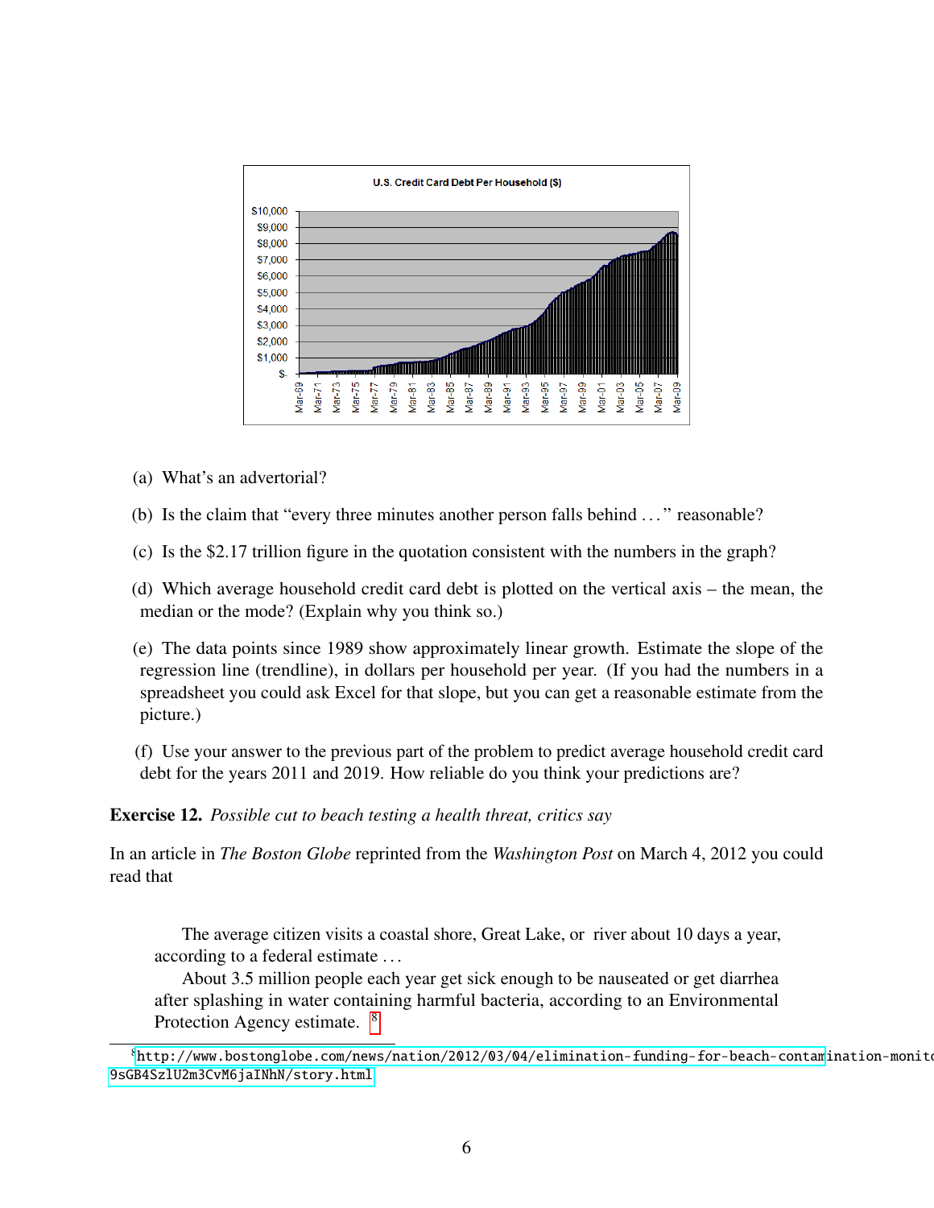(a) What's an advertorial?

(b) Is the claim that "every three minutes another person falls behind . . . " reasonable?

(c) Is the $2.17 trillion figure in the quotation consistent with the numbers in the graph?

(d) Which average household credit card debt is plotted on the vertical axis – the mean, the median or the mode? (Explain why you think so.)

(e) The data points since 1989 show approximately linear growth. Estimate the slope of the regression line (trendline), in dollars per household per year. (If you had the numbers in a spreadsheet you could ask Excel for that slope, but you can get a reasonable estimate from the picture.)

(f) Use your answer to the previous part of the problem to predict average household credit card debt for the years 2011 and 2019. How reliable do you think your predictions are?

**Exercise 12.** *Possible cut to beach testing a health threat, critics say*

In an article in *The Boston Globe* reprinted from the *Washington Post* on March 4, 2012 you could read that

> The average citizen visits a coastal shore, Great Lake, or river about 10 days a year, according to a federal estimate . . .
>
> About 3.5 million people each year get sick enough to be nauseated or get diarrhea after splashing in water containing harmful bacteria, according to an Environmental Protection Agency estimate. [8]

[8] http://www.bostonglobe.com/news/nation/2012/03/04/elimination-funding-for-beach-contamination-monito 9sGB4SzlU2m3CvM6jaINhN/story.html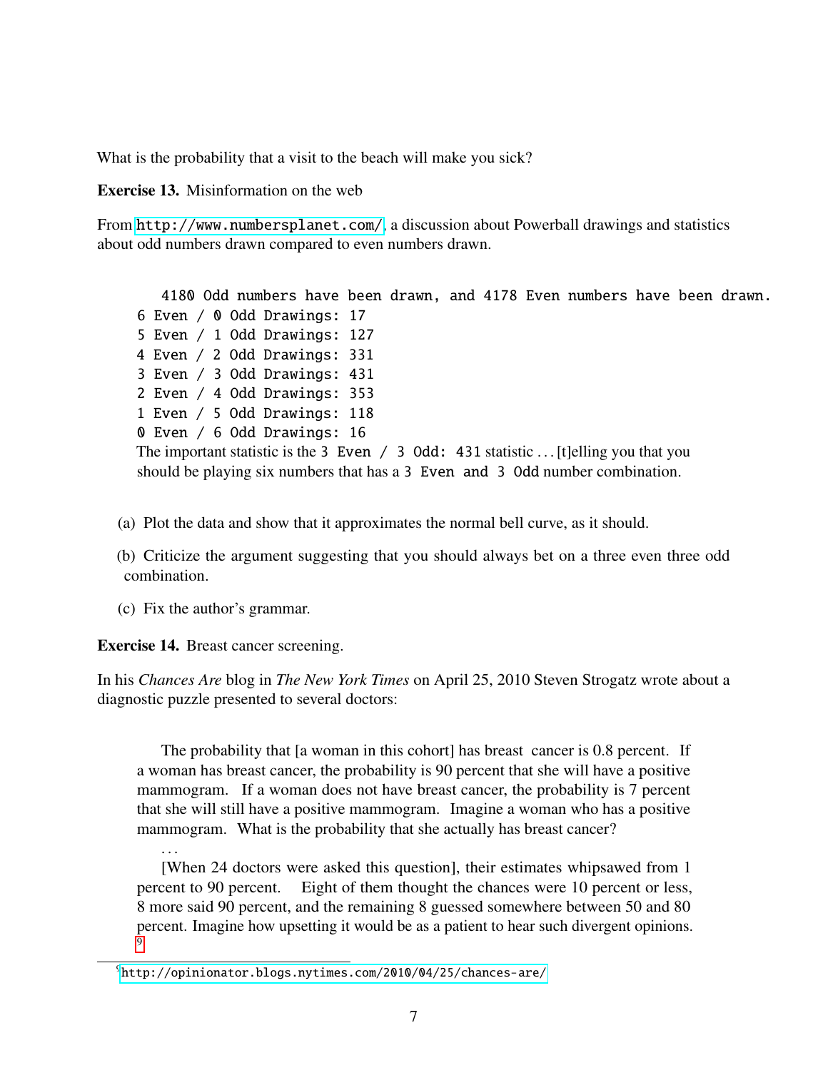What is the probability that a visit to the beach will make you sick?

**Exercise 13.** Misinformation on the web

From http://www.numbersplanet.com/, a discussion about Powerball drawings and statistics about odd numbers drawn compared to even numbers drawn.

> ```
> 4180 Odd numbers have been drawn, and 4178 Even numbers have been drawn.
> 6 Even / 0 Odd Drawings: 17
> 5 Even / 1 Odd Drawings: 127
> 4 Even / 2 Odd Drawings: 331
> 3 Even / 3 Odd Drawings: 431
> 2 Even / 4 Odd Drawings: 353
> 1 Even / 5 Odd Drawings: 118
> 0 Even / 6 Odd Drawings: 16
> ```
> The important statistic is the `3 Even / 3 Odd: 431` statistic . . . [t]elling you that you should be playing six numbers that has a `3 Even and 3 Odd` number combination.

(a) Plot the data and show that it approximates the normal bell curve, as it should.

(b) Criticize the argument suggesting that you should always bet on a three even three odd combination.

(c) Fix the author's grammar.

**Exercise 14.** Breast cancer screening.

In his *Chances Are* blog in *The New York Times* on April 25, 2010 Steven Strogatz wrote about a diagnostic puzzle presented to several doctors:

> The probability that [a woman in this cohort] has breast cancer is 0.8 percent. If a woman has breast cancer, the probability is 90 percent that she will have a positive mammogram. If a woman does not have breast cancer, the probability is 7 percent that she will still have a positive mammogram. Imagine a woman who has a positive mammogram. What is the probability that she actually has breast cancer?
>
> . . .
>
> [When 24 doctors were asked this question], their estimates whipsawed from 1 percent to 90 percent. Eight of them thought the chances were 10 percent or less, 8 more said 90 percent, and the remaining 8 guessed somewhere between 50 and 80 percent. Imagine how upsetting it would be as a patient to hear such divergent opinions. [9]

[9] http://opinionator.blogs.nytimes.com/2010/04/25/chances-are/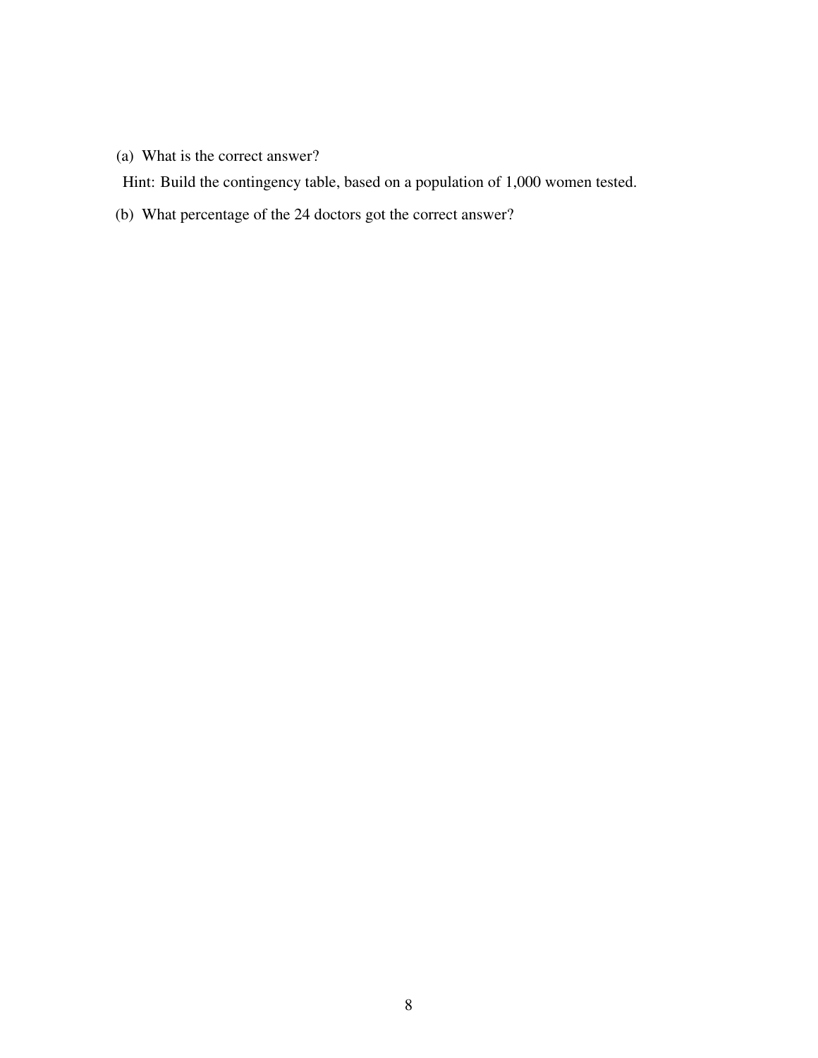(a) What is the correct answer?

Hint: Build the contingency table, based on a population of 1,000 women tested.

(b) What percentage of the 24 doctors got the correct answer?